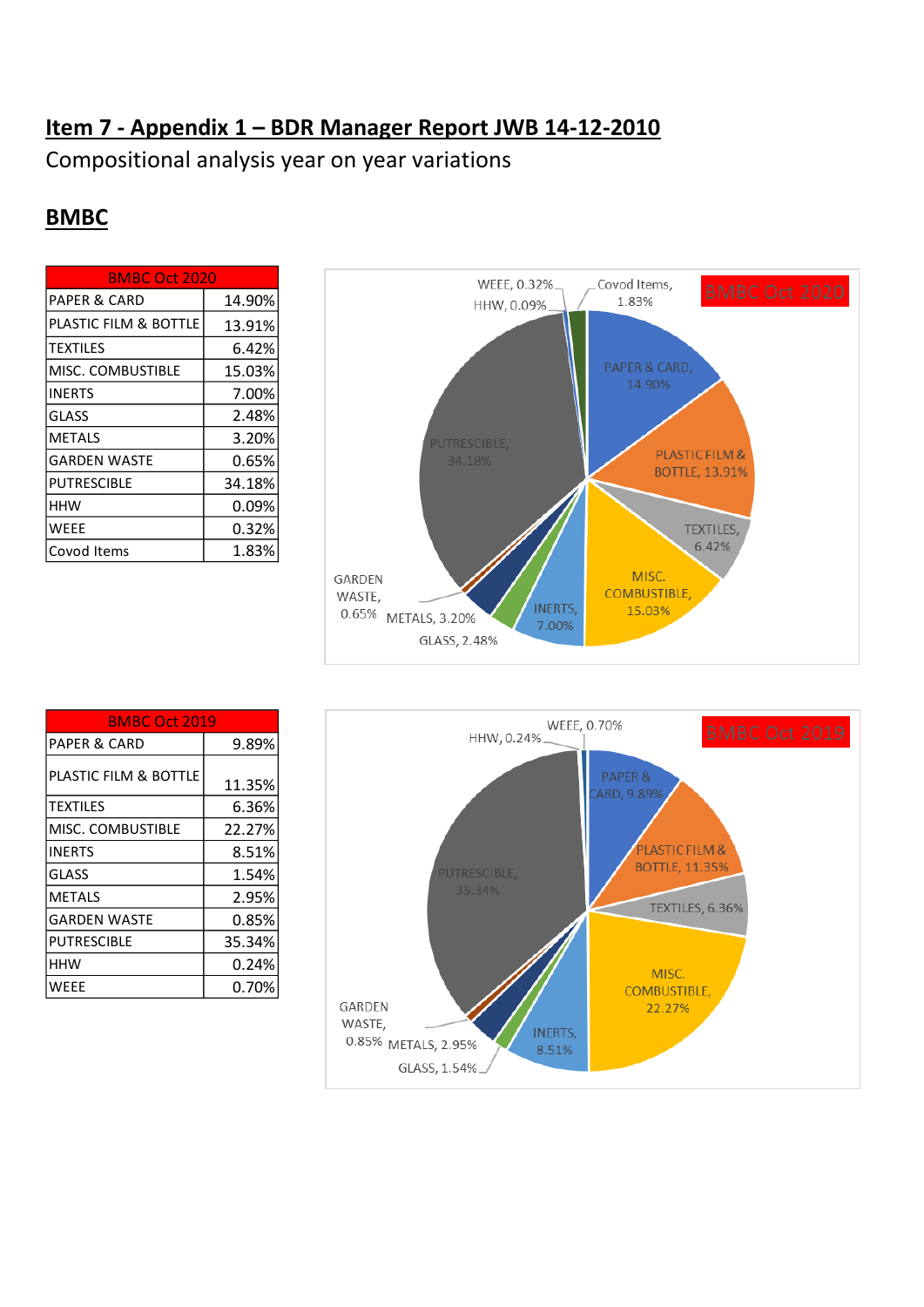## Item 7 - Appendix 1 – BDR Manager Report JWB 14-12-2010

Compositional analysis year on year variations

## BMBC

| BMBC Oct 2020 | |
|---|---|
| PAPER & CARD | 14.90% |
| PLASTIC FILM & BOTTLE | 13.91% |
| TEXTILES | 6.42% |
| MISC. COMBUSTIBLE | 15.03% |
| INERTS | 7.00% |
| GLASS | 2.48% |
| METALS | 3.20% |
| GARDEN WASTE | 0.65% |
| PUTRESCIBLE | 34.18% |
| HHW | 0.09% |
| WEEE | 0.32% |
| Covod Items | 1.83% |

| BMBC Oct 2019 | |
|---|---|
| PAPER & CARD | 9.89% |
| PLASTIC FILM & BOTTLE | 11.35% |
| TEXTILES | 6.36% |
| MISC. COMBUSTIBLE | 22.27% |
| INERTS | 8.51% |
| GLASS | 1.54% |
| METALS | 2.95% |
| GARDEN WASTE | 0.85% |
| PUTRESCIBLE | 35.34% |
| HHW | 0.24% |
| WEEE | 0.70% |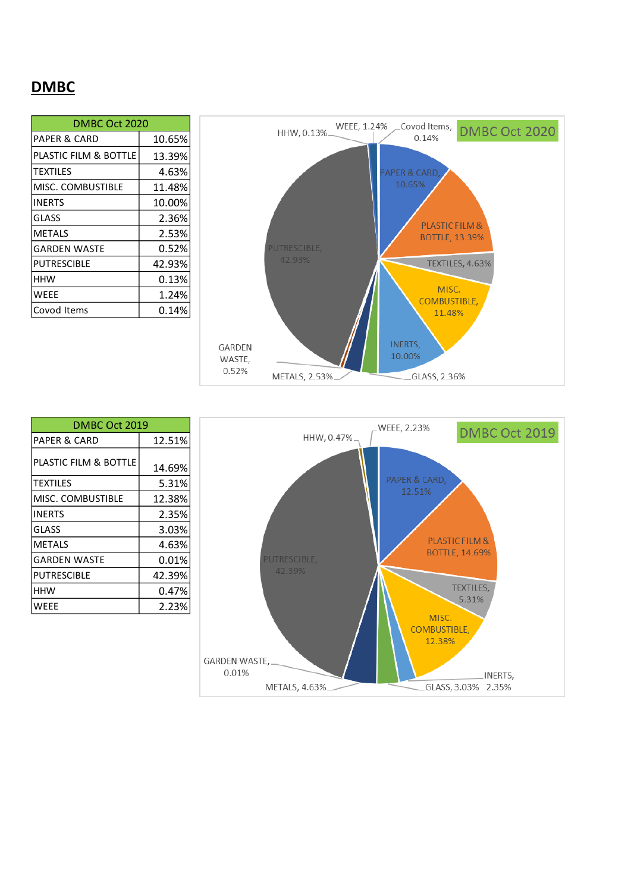## DMBC

| DMBC Oct 2020 | |
|---|---|
| PAPER & CARD | 10.65% |
| PLASTIC FILM & BOTTLE | 13.39% |
| TEXTILES | 4.63% |
| MISC. COMBUSTIBLE | 11.48% |
| INERTS | 10.00% |
| GLASS | 2.36% |
| METALS | 2.53% |
| GARDEN WASTE | 0.52% |
| PUTRESCIBLE | 42.93% |
| HHW | 0.13% |
| WEEE | 1.24% |
| Covod Items | 0.14% |

| DMBC Oct 2019 | |
|---|---|
| PAPER & CARD | 12.51% |
| PLASTIC FILM & BOTTLE | 14.69% |
| TEXTILES | 5.31% |
| MISC. COMBUSTIBLE | 12.38% |
| INERTS | 2.35% |
| GLASS | 3.03% |
| METALS | 4.63% |
| GARDEN WASTE | 0.01% |
| PUTRESCIBLE | 42.39% |
| HHW | 0.47% |
| WEEE | 2.23% |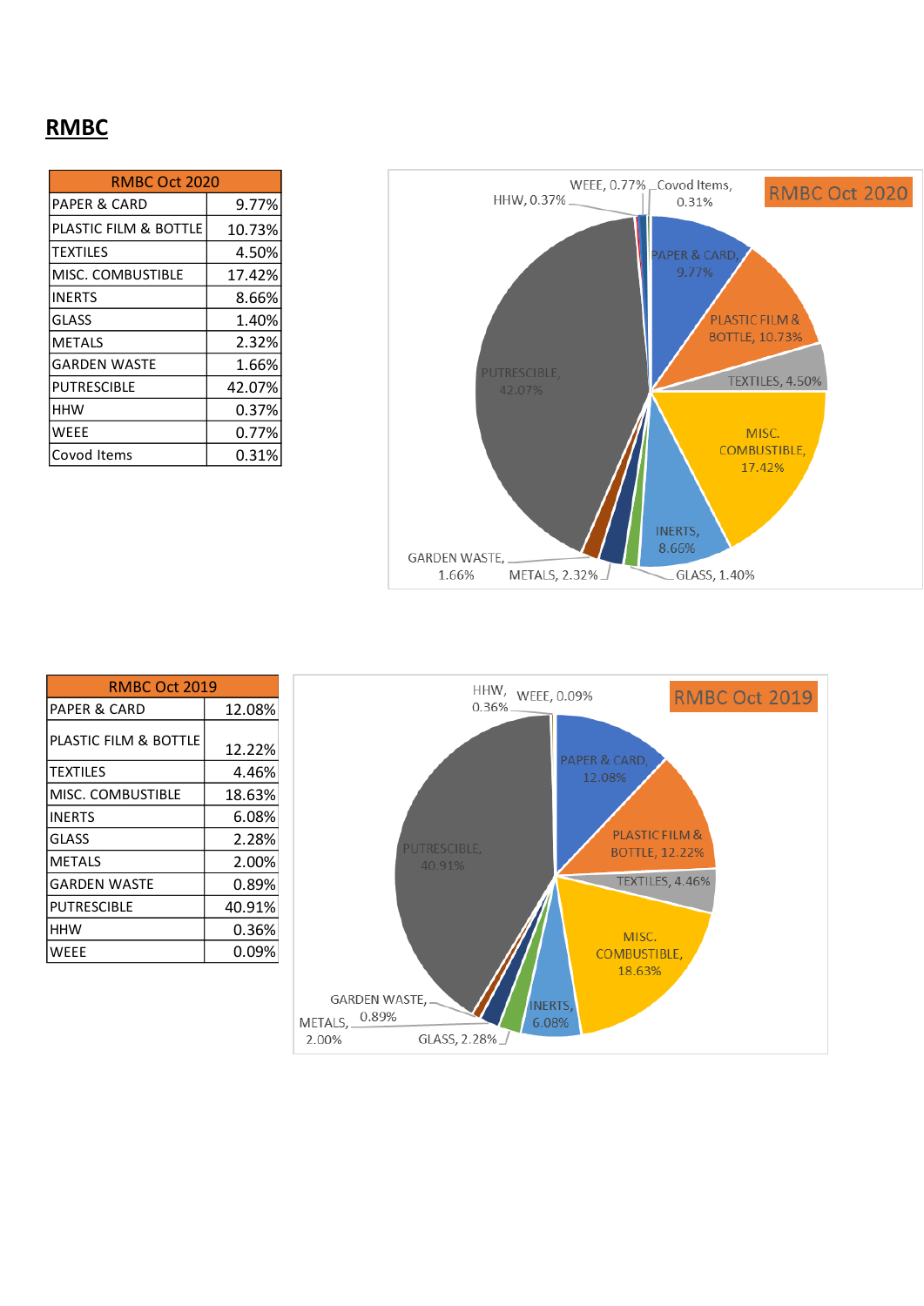## RMBC

| RMBC Oct 2020 | |
|---|---|
| PAPER & CARD | 9.77% |
| PLASTIC FILM & BOTTLE | 10.73% |
| TEXTILES | 4.50% |
| MISC. COMBUSTIBLE | 17.42% |
| INERTS | 8.66% |
| GLASS | 1.40% |
| METALS | 2.32% |
| GARDEN WASTE | 1.66% |
| PUTRESCIBLE | 42.07% |
| HHW | 0.37% |
| WEEE | 0.77% |
| Covod Items | 0.31% |

RMBC Oct 2020

WEEE, 0.77%
Covod Items, 0.31%
HHW, 0.37%
PAPER & CARD, 9.77%
PLASTIC FILM & BOTTLE, 10.73%
TEXTILES, 4.50%
MISC. COMBUSTIBLE, 17.42%
INERTS, 8.66%
GLASS, 1.40%
METALS, 2.32%
GARDEN WASTE, 1.66%
PUTRESCIBLE, 42.07%

| RMBC Oct 2019 | |
|---|---|
| PAPER & CARD | 12.08% |
| PLASTIC FILM & BOTTLE | 12.22% |
| TEXTILES | 4.46% |
| MISC. COMBUSTIBLE | 18.63% |
| INERTS | 6.08% |
| GLASS | 2.28% |
| METALS | 2.00% |
| GARDEN WASTE | 0.89% |
| PUTRESCIBLE | 40.91% |
| HHW | 0.36% |
| WEEE | 0.09% |

RMBC Oct 2019

HHW, 0.36%
WEEE, 0.09%
PAPER & CARD, 12.08%
PLASTIC FILM & BOTTLE, 12.22%
TEXTILES, 4.46%
MISC. COMBUSTIBLE, 18.63%
INERTS, 6.08%
GLASS, 2.28%
METALS, 2.00%
GARDEN WASTE, 0.89%
PUTRESCIBLE, 40.91%